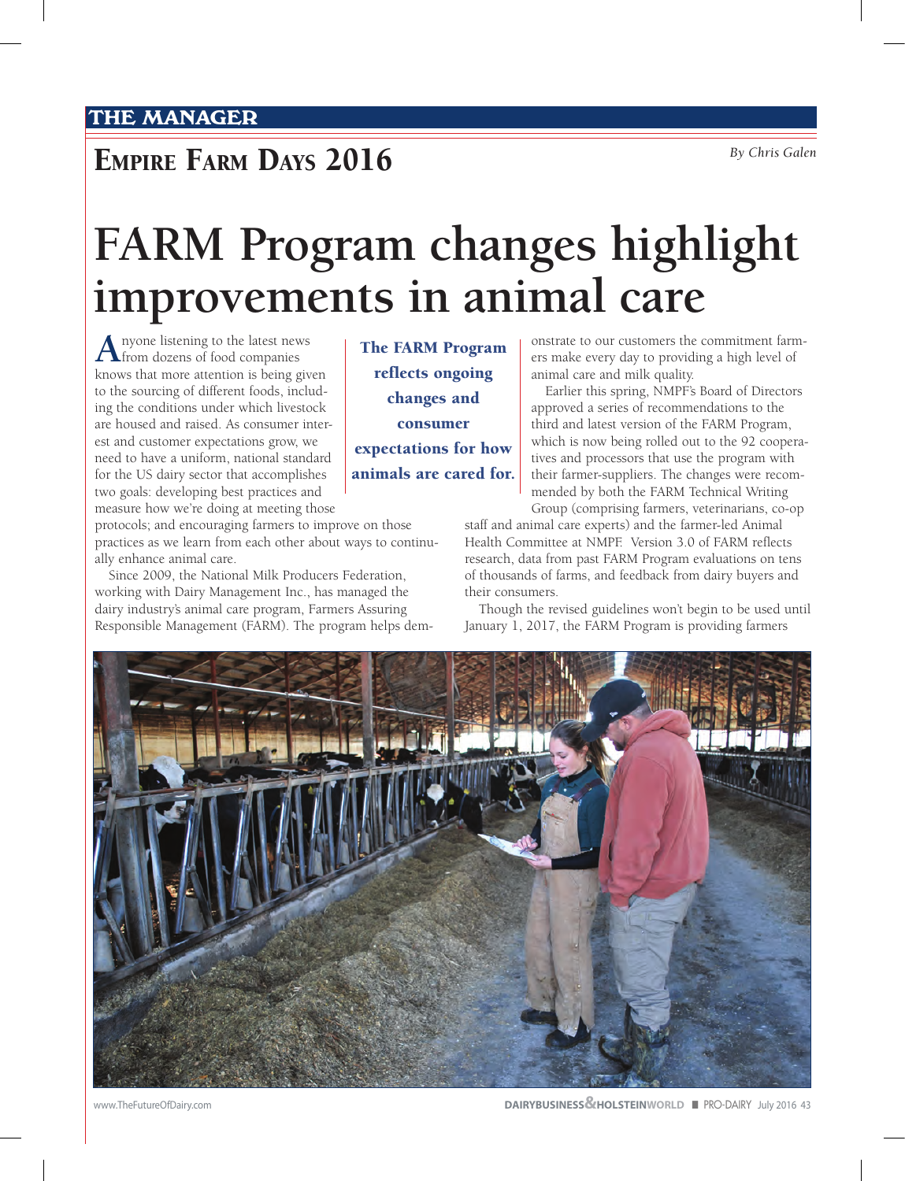THE MANAGER

## Empire Farm Days 2016

*By Chris Galen*

# FARM Program changes highlight improvements in animal care

Anyone listening to the latest news from dozens of food companies knows that more attention is being given to the sourcing of different foods, including the conditions under which livestock are housed and raised. As consumer interest and customer expectations grow, we need to have a uniform, national standard for the US dairy sector that accomplishes two goals: developing best practices and measure how we're doing at meeting those protocols; and encouraging farmers to improve on those practices as we learn from each other about ways to continually enhance animal care.

**The FARM Program reflects ongoing changes and consumer expectations for how animals are cared for.**

Since 2009, the National Milk Producers Federation, working with Dairy Management Inc., has managed the dairy industry's animal care program, Farmers Assuring Responsible Management (FARM). The program helps demonstrate to our customers the commitment farmers make every day to providing a high level of animal care and milk quality.

Earlier this spring, NMPF's Board of Directors approved a series of recommendations to the third and latest version of the FARM Program, which is now being rolled out to the 92 cooperatives and processors that use the program with their farmer-suppliers. The changes were recommended by both the FARM Technical Writing Group (comprising farmers, veterinarians, co-op staff and animal care experts) and the farmer-led Animal Health Committee at NMPF. Version 3.0 of FARM reflects research, data from past FARM Program evaluations on tens of thousands of farms, and feedback from dairy buyers and their consumers.

Though the revised guidelines won't begin to be used until January 1, 2017, the FARM Program is providing farmers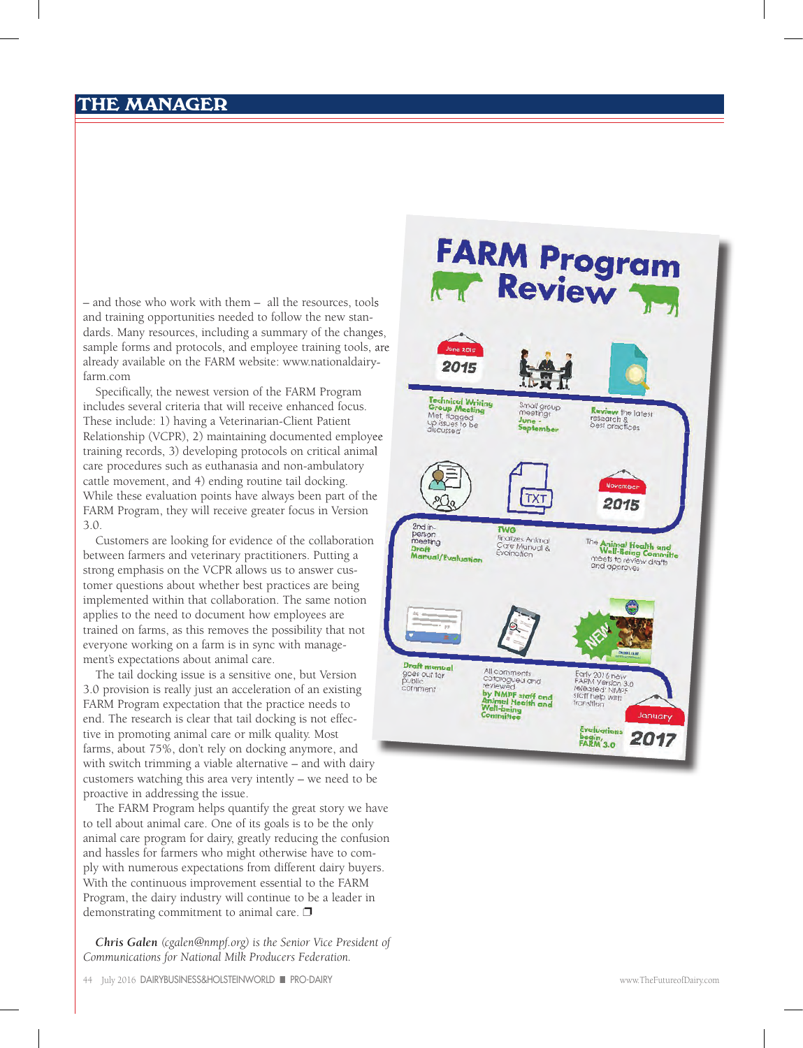– and those who work with them – all the resources, tools and training opportunities needed to follow the new standards. Many resources, including a summary of the changes, sample forms and protocols, and employee training tools, are already available on the FARM website: www.nationaldairyfarm.com

Specifically, the newest version of the FARM Program includes several criteria that will receive enhanced focus. These include: 1) having a Veterinarian-Client Patient Relationship (VCPR), 2) maintaining documented employee training records, 3) developing protocols on critical animal care procedures such as euthanasia and non-ambulatory cattle movement, and 4) ending routine tail docking. While these evaluation points have always been part of the FARM Program, they will receive greater focus in Version 3.0.

Customers are looking for evidence of the collaboration between farmers and veterinary practitioners. Putting a strong emphasis on the VCPR allows us to answer customer questions about whether best practices are being implemented within that collaboration. The same notion applies to the need to document how employees are trained on farms, as this removes the possibility that not everyone working on a farm is in sync with management's expectations about animal care.

The tail docking issue is a sensitive one, but Version 3.0 provision is really just an acceleration of an existing FARM Program expectation that the practice needs to end. The research is clear that tail docking is not effective in promoting animal care or milk quality. Most farms, about 75%, don't rely on docking anymore, and with switch trimming a viable alternative – and with dairy customers watching this area very intently – we need to be proactive in addressing the issue.

The FARM Program helps quantify the great story we have to tell about animal care. One of its goals is to be the only animal care program for dairy, greatly reducing the confusion and hassles for farmers who might otherwise have to comply with numerous expectations from different dairy buyers. With the continuous improvement essential to the FARM Program, the dairy industry will continue to be a leader in demonstrating commitment to animal care. ❒

***Chris Galen*** *(cgalen@nmpf.org) is the Senior Vice President of Communications for National Milk Producers Federation.*

FARM Program Review

June 2015
2015

Technical Writing Group Meeting
Met, flagged up issues to be discussed

Small group meetings
June - September

Review the latest research & best practices

November
2015

2nd in-person meeting
Draft Manual/Evaluation

TWG finalizes Animal Care Manual & Evaluation

The Animal Health and Well-Being Committe meets to review drafts and approves

NEW

Draft manual goes out for public comment

All comments catalogued and reviewed by NMPF staff and Animal Health and Well-being Committee

Early 2016 new FARM Version 3.0 released: NMPF staff help with transition

January
2017

Evaluations begin, FARM 3.0